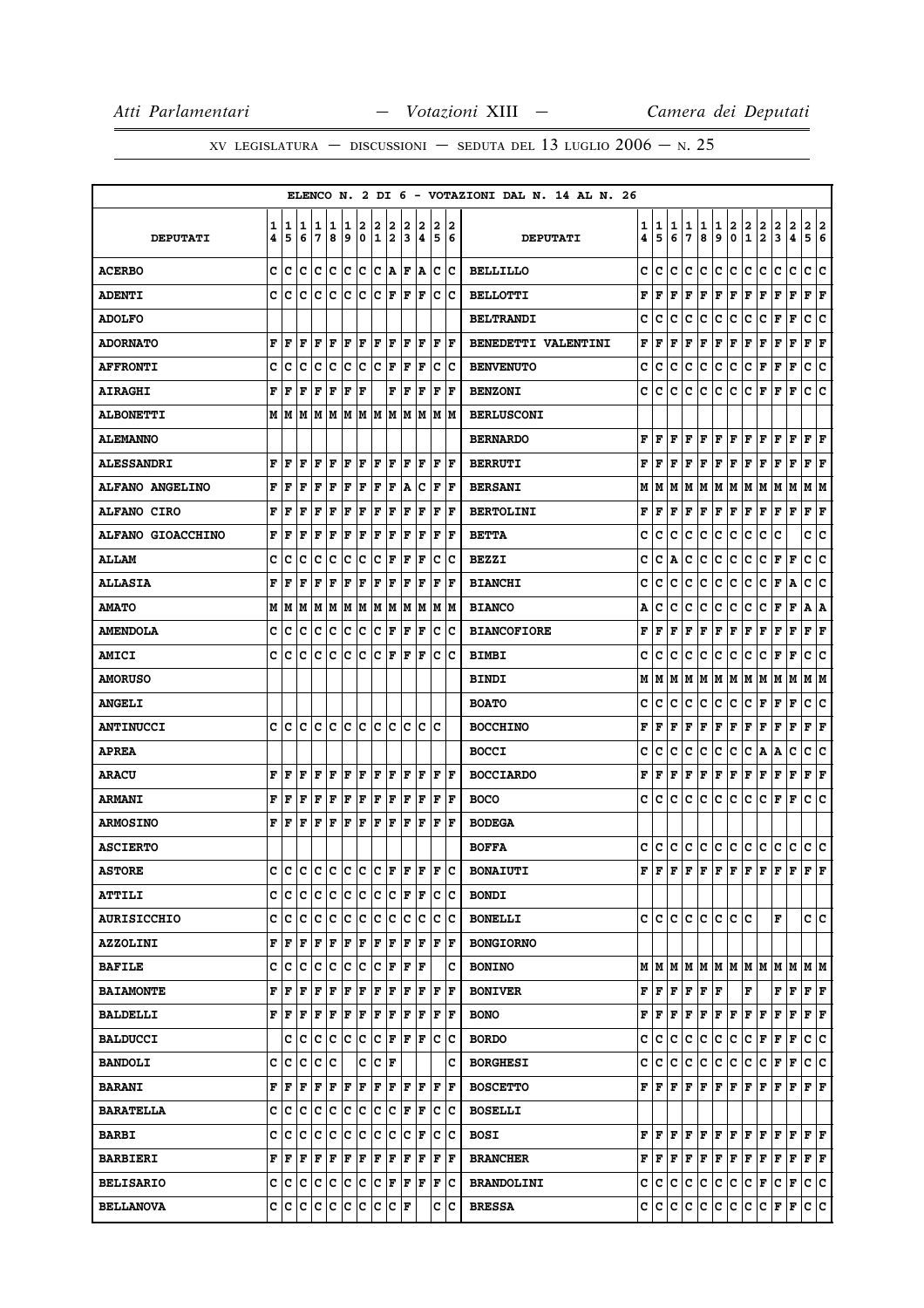ELENCO N. 2 DI 6 - VOTAZIONI DAL N. 14 AL N. 26

| DEPUTATI | 14 | 15 | 16 | 17 | 18 | 19 | 20 | 21 | 22 | 23 | 24 | 25 | 26 | DEPUTATI | 14 | 15 | 16 | 17 | 18 | 19 | 20 | 21 | 22 | 23 | 24 | 25 | 26 |
|---|---|---|---|---|---|---|---|---|---|---|---|---|---|---|---|---|---|---|---|---|---|---|---|---|---|---|---|
| ACERBO | C | C | C | C | C | C | C | C | A | F | A | C | C | BELLILLO | C | C | C | C | C | C | C | C | C | C | C | C | C |
| ADENTI | C | C | C | C | C | C | C | C | F | F | F | C | C | BELLOTTI | F | F | F | F | F | F | F | F | F | F | F | F | F |
| ADOLFO | | | | | | | | | | | | | | BELTRANDI | C | C | C | C | C | C | C | C | C | F | F | C | C |
| ADORNATO | F | F | F | F | F | F | F | F | F | F | F | F | F | BENEDETTI VALENTINI | F | F | F | F | F | F | F | F | F | F | F | F | F |
| AFFRONTI | C | C | C | C | C | C | C | C | F | F | F | C | C | BENVENUTO | C | C | C | C | C | C | C | C | F | F | F | C | C |
| AIRAGHI | F | F | F | F | F | F | F | | F | F | F | F | F | BENZONI | C | C | C | C | C | C | C | C | F | F | F | C | C |
| ALBONETTI | M | M | M | M | M | M | M | M | M | M | M | M | M | BERLUSCONI | | | | | | | | | | | | | |
| ALEMANNO | | | | | | | | | | | | | | BERNARDO | F | F | F | F | F | F | F | F | F | F | F | F | F |
| ALESSANDRI | F | F | F | F | F | F | F | F | F | F | F | F | F | BERRUTI | F | F | F | F | F | F | F | F | F | F | F | F | F |
| ALFANO ANGELINO | F | F | F | F | F | F | F | F | F | A | C | F | F | BERSANI | M | M | M | M | M | M | M | M | M | M | M | M | M |
| ALFANO CIRO | F | F | F | F | F | F | F | F | F | F | F | F | F | BERTOLINI | F | F | F | F | F | F | F | F | F | F | F | F | F |
| ALFANO GIOACCHINO | F | F | F | F | F | F | F | F | F | F | F | F | F | BETTA | C | C | C | C | C | C | C | C | C | C | | C | C |
| ALLAM | C | C | C | C | C | C | C | C | F | F | F | C | C | BEZZI | C | C | A | C | C | C | C | C | C | F | F | C | C |
| ALLASIA | F | F | F | F | F | F | F | F | F | F | F | F | F | BIANCHI | C | C | C | C | C | C | C | C | C | F | A | C | C |
| AMATO | M | M | M | M | M | M | M | M | M | M | M | M | M | BIANCO | A | C | C | C | C | C | C | C | C | F | F | A | A |
| AMENDOLA | C | C | C | C | C | C | C | C | F | F | F | C | C | BIANCOFIORE | F | F | F | F | F | F | F | F | F | F | F | F | F |
| AMICI | C | C | C | C | C | C | C | C | F | F | F | C | C | BIMBI | C | C | C | C | C | C | C | C | C | F | F | C | C |
| AMORUSO | | | | | | | | | | | | | | BINDI | M | M | M | M | M | M | M | M | M | M | M | M | M |
| ANGELI | | | | | | | | | | | | | | BOATO | C | C | C | C | C | C | C | C | F | F | F | C | C |
| ANTINUCCI | C | C | C | C | C | C | C | C | C | C | C | C | | BOCCHINO | F | F | F | F | F | F | F | F | F | F | F | F | F |
| APREA | | | | | | | | | | | | | | BOCCI | C | C | C | C | C | C | C | C | A | A | C | C | C |
| ARACU | F | F | F | F | F | F | F | F | F | F | F | F | F | BOCCIARDO | F | F | F | F | F | F | F | F | F | F | F | F | F |
| ARMANI | F | F | F | F | F | F | F | F | F | F | F | F | F | BOCO | C | C | C | C | C | C | C | C | C | F | F | C | C |
| ARMOSINO | F | F | F | F | F | F | F | F | F | F | F | F | F | BODEGA | | | | | | | | | | | | | |
| ASCIERTO | | | | | | | | | | | | | | BOFFA | C | C | C | C | C | C | C | C | C | C | C | C | C |
| ASTORE | C | C | C | C | C | C | C | C | F | F | F | F | C | BONAIUTI | F | F | F | F | F | F | F | F | F | F | F | F | F |
| ATTILI | C | C | C | C | C | C | C | C | C | F | F | C | C | BONDI | | | | | | | | | | | | | |
| AURISICCHIO | C | C | C | C | C | C | C | C | C | C | C | C | C | BONELLI | C | C | C | C | C | C | C | C | | F | | C | C |
| AZZOLINI | F | F | F | F | F | F | F | F | F | F | F | F | F | BONGIORNO | | | | | | | | | | | | | |
| BAFILE | C | C | C | C | C | C | C | C | F | F | F | | C | BONINO | M | M | M | M | M | M | M | M | M | M | M | M | M |
| BAIAMONTE | F | F | F | F | F | F | F | F | F | F | F | F | F | BONIVER | F | F | F | F | F | F | | F | | F | F | F | F |
| BALDELLI | F | F | F | F | F | F | F | F | F | F | F | F | F | BONO | F | F | F | F | F | F | F | F | F | F | F | F | F |
| BALDUCCI | | C | C | C | C | C | C | C | F | F | F | C | C | BORDO | C | C | C | C | C | C | C | C | F | F | F | C | C |
| BANDOLI | C | C | C | C | C | | C | C | F | | | | C | BORGHESI | C | C | C | C | C | C | C | C | C | F | F | C | C |
| BARANI | F | F | F | F | F | F | F | F | F | F | F | F | F | BOSCETTO | F | F | F | F | F | F | F | F | F | F | F | F | F |
| BARATELLA | C | C | C | C | C | C | C | C | C | F | F | C | C | BOSELLI | | | | | | | | | | | | | |
| BARBI | C | C | C | C | C | C | C | C | C | C | F | C | C | BOSI | F | F | F | F | F | F | F | F | F | F | F | F | F |
| BARBIERI | F | F | F | F | F | F | F | F | F | F | F | F | F | BRANCHER | F | F | F | F | F | F | F | F | F | F | F | F | F |
| BELISARIO | C | C | C | C | C | C | C | C | F | F | F | F | C | BRANDOLINI | C | C | C | C | C | C | C | C | F | C | F | C | C |
| BELLANOVA | C | C | C | C | C | C | C | C | C | F | | C | C | BRESSA | C | C | C | C | C | C | C | C | C | F | F | C | C |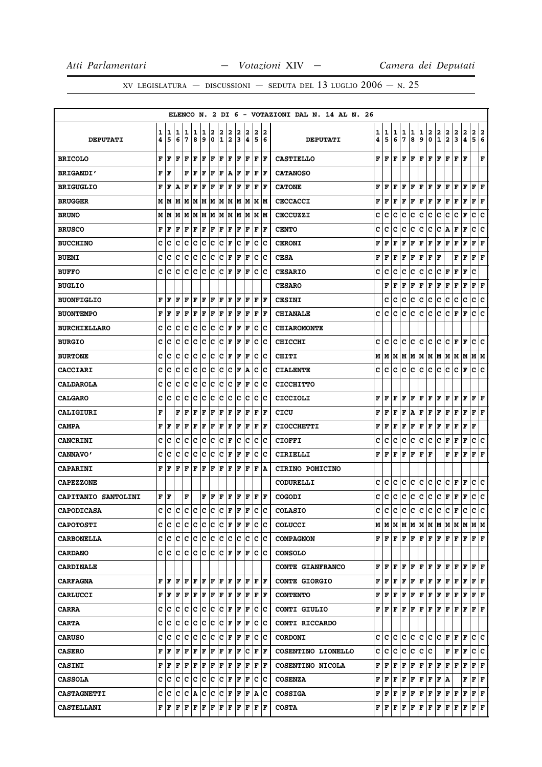ELENCO N. 2 DI 6 - VOTAZIONI DAL N. 14 AL N. 26

| DEPUTATI | 14 | 15 | 16 | 17 | 18 | 19 | 20 | 21 | 22 | 23 | 24 | 25 | 26 | DEPUTATI | 14 | 15 | 16 | 17 | 18 | 19 | 20 | 21 | 22 | 23 | 24 | 25 | 26 |
|---|---|---|---|---|---|---|---|---|---|---|---|---|---|---|---|---|---|---|---|---|---|---|---|---|---|---|---|
| BRICOLO | F | F | F | F | F | F | F | F | F | F | F | F | F | CASTIELLO | F | F | F | F | F | F | F | F | F | F | F | | F |
| BRIGANDI' | F | F | | F | F | F | F | F | A | F | F | F | F | CATANOSO | | | | | | | | | | | | | |
| BRIGUGLIO | F | F | A | F | F | F | F | F | F | F | F | F | F | CATONE | F | F | F | F | F | F | F | F | F | F | F | F | F |
| BRUGGER | M | M | M | M | M | M | M | M | M | M | M | M | M | CECCACCI | F | F | F | F | F | F | F | F | F | F | F | F | F |
| BRUNO | M | M | M | M | M | M | M | M | M | M | M | M | M | CECCUZZI | C | C | C | C | C | C | C | C | C | C | F | C | C |
| BRUSCO | F | F | F | F | F | F | F | F | F | F | F | F | F | CENTO | C | C | C | C | C | C | C | C | C | A | F | C | C |
| BUCCHINO | C | C | C | C | C | C | C | C | F | C | F | C | C | CERONI | F | F | F | F | F | F | F | F | F | F | F | F | F |
| BUEMI | C | C | C | C | C | C | C | C | F | F | F | C | C | CESA | F | F | F | F | F | F | F | F | | | F | F | F |
| BUFFO | C | C | C | C | C | C | C | C | F | F | F | C | C | CESARIO | C | C | C | C | C | C | C | C | F | F | F | C | |
| BUGLIO | | | | | | | | | | | | | | CESARO | | F | F | F | F | F | F | F | F | F | F | F | F |
| BUONFIGLIO | F | F | F | F | F | F | F | F | F | F | F | F | F | CESINI | | C | C | C | C | C | C | C | C | C | C | C | C |
| BUONTEMPO | F | F | F | F | F | F | F | F | F | F | F | F | F | CHIANALE | C | C | C | C | C | C | C | C | C | F | F | C | C |
| BURCHIELLARO | C | C | C | C | C | C | C | C | F | F | F | C | C | CHIAROMONTE | | | | | | | | | | | | | |
| BURGIO | C | C | C | C | C | C | C | C | F | F | F | C | C | CHICCHI | C | C | C | C | C | C | C | C | C | F | F | C | C |
| BURTONE | C | C | C | C | C | C | C | C | F | F | F | C | C | CHITI | M | M | M | M | M | M | M | M | M | M | M | M | M |
| CACCIARI | C | C | C | C | C | C | C | C | C | F | A | C | C | CIALENTE | C | C | C | C | C | C | C | C | C | C | F | C | C |
| CALDAROLA | C | C | C | C | C | C | C | C | C | F | F | C | C | CICCHITTO | | | | | | | | | | | | | |
| CALGARO | C | C | C | C | C | C | C | C | C | C | C | C | C | CICCIOLI | F | F | F | F | F | F | F | F | F | F | F | F | F |
| CALIGIURI | F | | F | F | F | F | F | F | F | F | F | F | F | CICU | F | F | F | F | A | F | F | F | F | F | F | F | F |
| CAMPA | F | F | F | F | F | F | F | F | F | F | F | F | F | CIOCCHETTI | F | F | F | F | F | F | F | F | F | F | F | F | |
| CANCRINI | C | C | C | C | C | C | C | C | F | C | C | C | C | CIOFFI | C | C | C | C | C | C | C | C | F | F | F | C | C |
| CANNAVO' | C | C | C | C | C | C | C | C | F | F | F | C | C | CIRIELLI | F | F | F | F | F | F | F | | F | F | F | F | F |
| CAPARINI | F | F | F | F | F | F | F | F | F | F | F | F | A | CIRINO POMICINO | | | | | | | | | | | | | |
| CAPEZZONE | | | | | | | | | | | | | | CODURELLI | C | C | C | C | C | C | C | C | C | F | F | C | C |
| CAPITANIO SANTOLINI | F | F | | F | | F | F | F | F | F | F | F | F | COGODI | C | C | C | C | C | C | C | C | F | F | F | C | C |
| CAPODICASA | C | C | C | C | C | C | C | C | F | F | F | C | C | COLASIO | C | C | C | C | C | C | C | C | C | F | C | C | C |
| CAPOTOSTI | C | C | C | C | C | C | C | C | F | F | F | C | C | COLUCCI | M | M | M | M | M | M | M | M | M | M | M | M | M |
| CARBONELLA | C | C | C | C | C | C | C | C | C | C | C | C | C | COMPAGNON | F | F | F | F | F | F | F | F | F | F | F | F | F |
| CARDANO | C | C | C | C | C | C | C | C | F | F | F | C | C | CONSOLO | | | | | | | | | | | | | |
| CARDINALE | | | | | | | | | | | | | | CONTE GIANFRANCO | F | F | F | F | F | F | F | F | F | F | F | F | F |
| CARFAGNA | F | F | F | F | F | F | F | F | F | F | F | F | F | CONTE GIORGIO | F | F | F | F | F | F | F | F | F | F | F | F | F |
| CARLUCCI | F | F | F | F | F | F | F | F | F | F | F | F | F | CONTENTO | F | F | F | F | F | F | F | F | F | F | F | F | F |
| CARRA | C | C | C | C | C | C | C | C | F | F | F | C | C | CONTI GIULIO | F | F | F | F | F | F | F | F | F | F | F | F | F |
| CARTA | C | C | C | C | C | C | C | C | F | F | F | C | C | CONTI RICCARDO | | | | | | | | | | | | | |
| CARUSO | C | C | C | C | C | C | C | C | F | F | F | C | C | CORDONI | C | C | C | C | C | C | C | C | F | F | F | C | C |
| CASERO | F | F | F | F | F | F | F | F | F | F | C | F | F | COSENTINO LIONELLO | C | C | C | C | C | C | C | | | F | F | C | C |
| CASINI | F | F | F | F | F | F | F | F | F | F | F | F | F | COSENTINO NICOLA | F | F | F | F | F | F | F | F | F | F | F | F | F |
| CASSOLA | C | C | C | C | C | C | C | C | F | F | F | C | C | COSENZA | F | F | F | F | F | F | F | F | A | | F | F | F |
| CASTAGNETTI | C | C | C | C | A | C | C | C | F | F | F | A | C | COSSIGA | F | F | F | F | F | F | F | F | F | F | F | F | F |
| CASTELLANI | F | F | F | F | F | F | F | F | F | F | F | F | F | COSTA | F | F | F | F | F | F | F | F | F | F | F | F | F |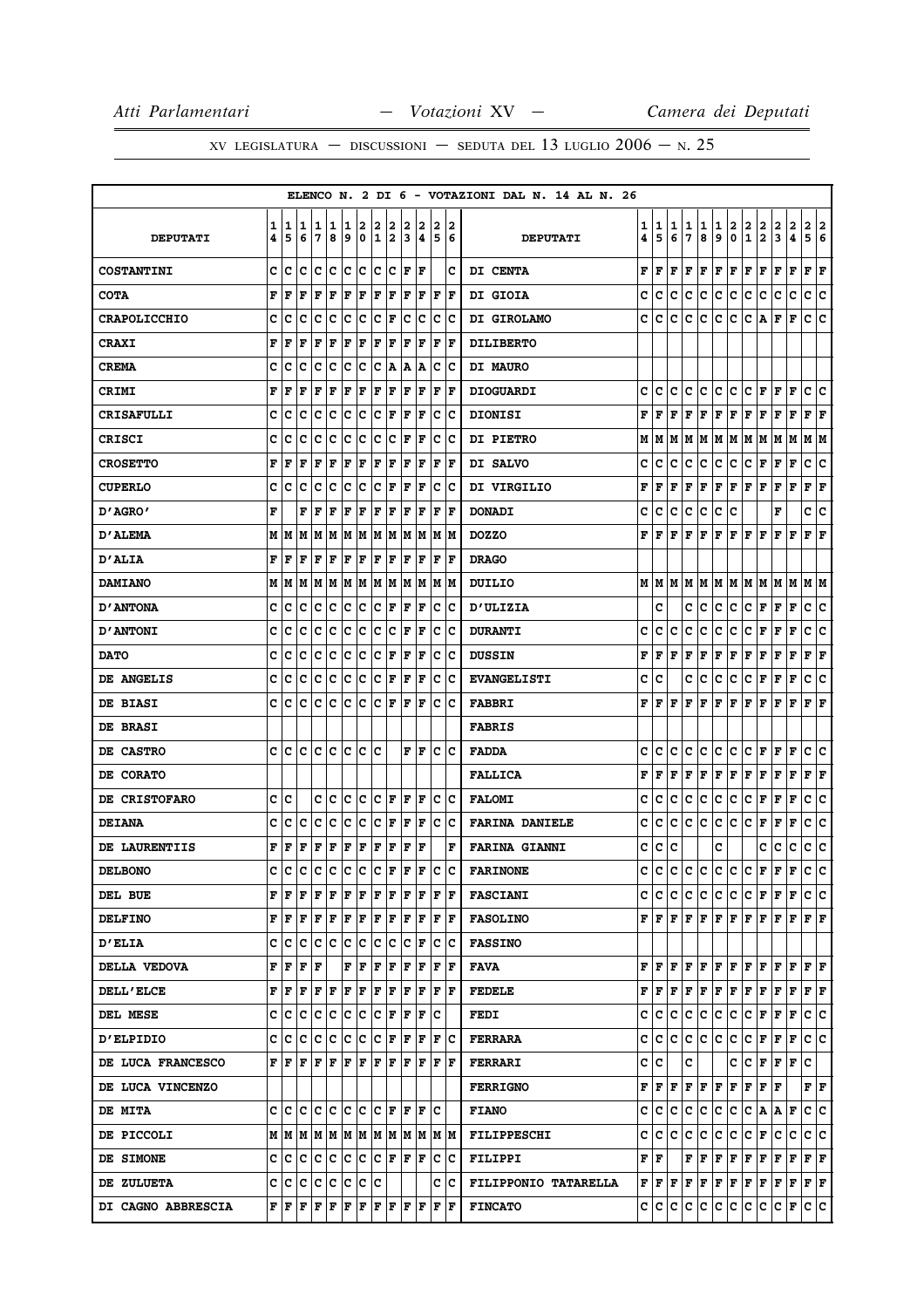ELENCO N. 2 DI 6 - VOTAZIONI DAL N. 14 AL N. 26

| DEPUTATI | 14 | 15 | 16 | 17 | 18 | 19 | 20 | 21 | 22 | 23 | 24 | 25 | 26 | DEPUTATI | 14 | 15 | 16 | 17 | 18 | 19 | 20 | 21 | 22 | 23 | 24 | 25 | 26 |
|---|---|---|---|---|---|---|---|---|---|---|---|---|---|---|---|---|---|---|---|---|---|---|---|---|---|---|---|
| COSTANTINI | C | C | C | C | C | C | C | C | C | F | F | | C | DI CENTA | F | F | F | F | F | F | F | F | F | F | F | F | F |
| COTA | F | F | F | F | F | F | F | F | F | F | F | F | F | DI GIOIA | C | C | C | C | C | C | C | C | C | C | C | C | C |
| CRAPOLICCHIO | C | C | C | C | C | C | C | C | F | C | C | C | C | DI GIROLAMO | C | C | C | C | C | C | C | C | A | F | F | C | C |
| CRAXI | F | F | F | F | F | F | F | F | F | F | F | F | F | DILIBERTO | | | | | | | | | | | | | |
| CREMA | C | C | C | C | C | C | C | C | A | A | A | C | C | DI MAURO | | | | | | | | | | | | | |
| CRIMI | F | F | F | F | F | F | F | F | F | F | F | F | F | DIOGUARDI | C | C | C | C | C | C | C | C | F | F | F | C | C |
| CRISAFULLI | C | C | C | C | C | C | C | C | F | F | F | C | C | DIONISI | F | F | F | F | F | F | F | F | F | F | F | F | F |
| CRISCI | C | C | C | C | C | C | C | C | C | F | F | C | C | DI PIETRO | M | M | M | M | M | M | M | M | M | M | M | M | M |
| CROSETTO | F | F | F | F | F | F | F | F | F | F | F | F | F | DI SALVO | C | C | C | C | C | C | C | C | F | F | F | C | C |
| CUPERLO | C | C | C | C | C | C | C | C | F | F | F | C | C | DI VIRGILIO | F | F | F | F | F | F | F | F | F | F | F | F | F |
| D'AGRO' | F | | F | F | F | F | F | F | F | F | F | F | F | DONADI | C | C | C | C | C | C | C | | | F | | C | C |
| D'ALEMA | M | M | M | M | M | M | M | M | M | M | M | M | M | DOZZO | F | F | F | F | F | F | F | F | F | F | F | F | F |
| D'ALIA | F | F | F | F | F | F | F | F | F | F | F | F | F | DRAGO | | | | | | | | | | | | | |
| DAMIANO | M | M | M | M | M | M | M | M | M | M | M | M | M | DUILIO | M | M | M | M | M | M | M | M | M | M | M | M | M |
| D'ANTONA | C | C | C | C | C | C | C | C | F | F | F | C | C | D'ULIZIA | | C | | C | C | C | C | C | F | F | F | C | C |
| D'ANTONI | C | C | C | C | C | C | C | C | C | F | F | C | C | DURANTI | C | C | C | C | C | C | C | C | F | F | F | C | C |
| DATO | C | C | C | C | C | C | C | C | F | F | F | C | C | DUSSIN | F | F | F | F | F | F | F | F | F | F | F | F | F |
| DE ANGELIS | C | C | C | C | C | C | C | C | F | F | F | C | C | EVANGELISTI | C | C | | C | C | C | C | C | F | F | F | C | C |
| DE BIASI | C | C | C | C | C | C | C | C | F | F | F | C | C | FABBRI | F | F | F | F | F | F | F | F | F | F | F | F | F |
| DE BRASI | | | | | | | | | | | | | | FABRIS | | | | | | | | | | | | | |
| DE CASTRO | C | C | C | C | C | C | C | C | | F | F | C | C | FADDA | C | C | C | C | C | C | C | C | F | F | F | C | C |
| DE CORATO | | | | | | | | | | | | | | FALLICA | F | F | F | F | F | F | F | F | F | F | F | F | F |
| DE CRISTOFARO | C | C | | C | C | C | C | C | F | F | F | C | C | FALOMI | C | C | C | C | C | C | C | C | F | F | F | C | C |
| DEIANA | C | C | C | C | C | C | C | C | F | F | F | C | C | FARINA DANIELE | C | C | C | C | C | C | C | C | F | F | F | C | C |
| DE LAURENTIIS | F | F | F | F | F | F | F | F | F | F | F | | F | FARINA GIANNI | C | C | C | | | C | | | C | C | C | C | C |
| DELBONO | C | C | C | C | C | C | C | C | F | F | F | C | C | FARINONE | C | C | C | C | C | C | C | C | F | F | F | C | C |
| DEL BUE | F | F | F | F | F | F | F | F | F | F | F | F | F | FASCIANI | C | C | C | C | C | C | C | C | F | F | F | C | C |
| DELFINO | F | F | F | F | F | F | F | F | F | F | F | F | F | FASOLINO | F | F | F | F | F | F | F | F | F | F | F | F | F |
| D'ELIA | C | C | C | C | C | C | C | C | C | C | F | C | C | FASSINO | | | | | | | | | | | | | |
| DELLA VEDOVA | F | F | F | F | | F | F | F | F | F | F | F | F | FAVA | F | F | F | F | F | F | F | F | F | F | F | F | F |
| DELL'ELCE | F | F | F | F | F | F | F | F | F | F | F | F | F | FEDELE | F | F | F | F | F | F | F | F | F | F | F | F | F |
| DEL MESE | C | C | C | C | C | C | C | C | F | F | F | C | | FEDI | C | C | C | C | C | C | C | C | F | F | F | C | C |
| D'ELPIDIO | C | C | C | C | C | C | C | C | F | F | F | F | C | FERRARA | C | C | C | C | C | C | C | C | F | F | F | C | C |
| DE LUCA FRANCESCO | F | F | F | F | F | F | F | F | F | F | F | F | F | FERRARI | C | C | | C | | | C | C | F | F | F | C | |
| DE LUCA VINCENZO | | | | | | | | | | | | | | FERRIGNO | F | F | F | F | F | F | F | F | F | F | | F | F |
| DE MITA | C | C | C | C | C | C | C | C | F | F | F | C | | FIANO | C | C | C | C | C | C | C | C | A | A | F | C | C |
| DE PICCOLI | M | M | M | M | M | M | M | M | M | M | M | M | M | FILIPPESCHI | C | C | C | C | C | C | C | C | F | C | C | C | C |
| DE SIMONE | C | C | C | C | C | C | C | C | F | F | F | C | C | FILIPPI | F | F | | F | F | F | F | F | F | F | F | F | F |
| DE ZULUETA | C | C | C | C | C | C | C | C | | | | C | C | FILIPPONIO TATARELLA | F | F | F | F | F | F | F | F | F | F | F | F | F |
| DI CAGNO ABBRESCIA | F | F | F | F | F | F | F | F | F | F | F | F | F | FINCATO | C | C | C | C | C | C | C | C | C | C | F | C | C |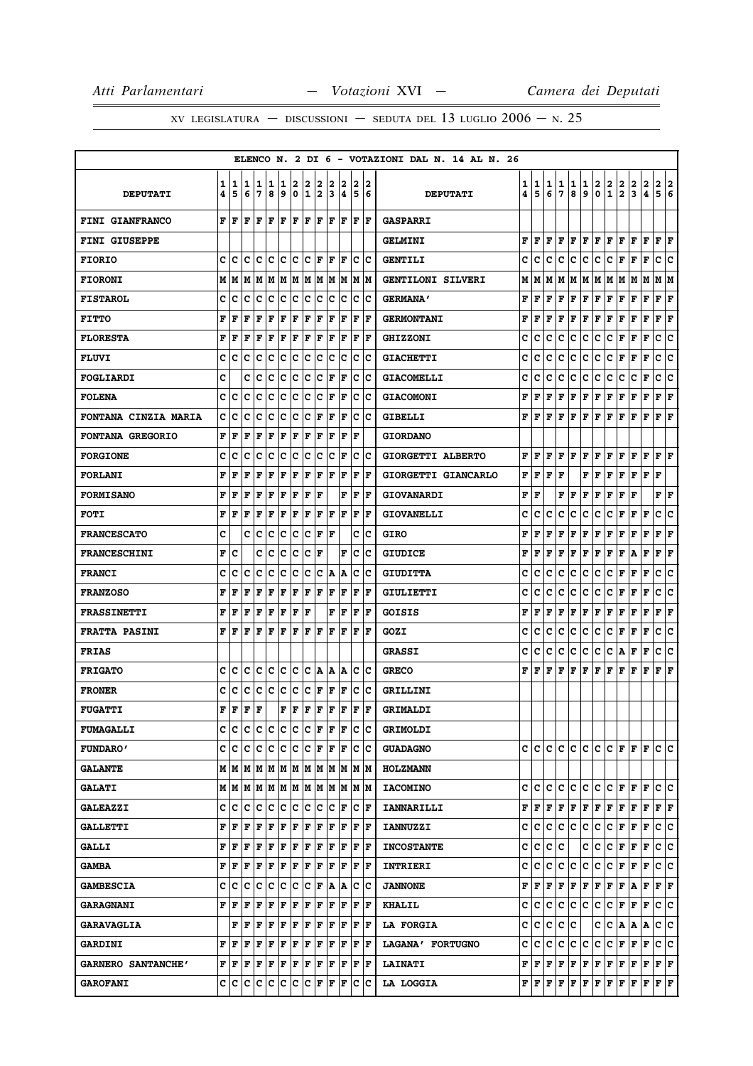ELENCO N. 2 DI 6 - VOTAZIONI DAL N. 14 AL N. 26

| DEPUTATI | 14 | 15 | 16 | 17 | 18 | 19 | 20 | 21 | 22 | 23 | 24 | 25 | 26 | DEPUTATI | 14 | 15 | 16 | 17 | 18 | 19 | 20 | 21 | 22 | 23 | 24 | 25 | 26 |
|---|---|---|---|---|---|---|---|---|---|---|---|---|---|---|---|---|---|---|---|---|---|---|---|---|---|---|---|
| FINI GIANFRANCO | F | F | F | F | F | F | F | F | F | F | F | F | F | GASPARRI | | | | | | | | | | | | | |
| FINI GIUSEPPE | | | | | | | | | | | | | | GELMINI | F | F | F | F | F | F | F | F | F | F | F | F | F |
| FIORIO | C | C | C | C | C | C | C | C | F | F | F | C | C | GENTILI | C | C | C | C | C | C | C | C | F | F | F | C | C |
| FIORONI | M | M | M | M | M | M | M | M | M | M | M | M | M | GENTILONI SILVERI | M | M | M | M | M | M | M | M | M | M | M | M | M |
| FISTAROL | C | C | C | C | C | C | C | C | C | C | C | C | C | GERMANA' | F | F | F | F | F | F | F | F | F | F | F | F | F |
| FITTO | F | F | F | F | F | F | F | F | F | F | F | F | F | GERMONTANI | F | F | F | F | F | F | F | F | F | F | F | F | F |
| FLORESTA | F | F | F | F | F | F | F | F | F | F | F | F | F | GHIZZONI | C | C | C | C | C | C | C | C | F | F | F | C | C |
| FLUVI | C | C | C | C | C | C | C | C | C | C | C | C | C | GIACHETTI | C | C | C | C | C | C | C | C | F | F | F | C | C |
| FOGLIARDI | C | | C | C | C | C | C | C | C | F | F | C | C | GIACOMELLI | C | C | C | C | C | C | C | C | C | C | F | C | C |
| FOLENA | C | C | C | C | C | C | C | C | C | F | F | C | C | GIACOMONI | F | F | F | F | F | F | F | F | F | F | F | F | F |
| FONTANA CINZIA MARIA | C | C | C | C | C | C | C | C | F | F | F | C | C | GIBELLI | F | F | F | F | F | F | F | F | F | F | F | F | F |
| FONTANA GREGORIO | F | F | F | F | F | F | F | F | F | F | F | F | | GIORDANO | | | | | | | | | | | | | |
| FORGIONE | C | C | C | C | C | C | C | C | C | C | F | C | C | GIORGETTI ALBERTO | F | F | F | F | F | F | F | F | F | F | F | F | F |
| FORLANI | F | F | F | F | F | F | F | F | F | F | F | F | F | GIORGETTI GIANCARLO | F | F | F | F | | F | F | F | F | F | F | F | |
| FORMISANO | F | F | F | F | F | F | F | F | F | | F | F | F | GIOVANARDI | F | F | | F | F | F | F | F | F | F | | F | F |
| FOTI | F | F | F | F | F | F | F | F | F | F | F | F | F | GIOVANELLI | C | C | C | C | C | C | C | C | F | F | F | C | C |
| FRANCESCATO | C | | C | C | C | C | C | C | F | F | | C | C | GIRO | F | F | F | F | F | F | F | F | F | F | F | F | F |
| FRANCESCHINI | F | C | | C | C | C | C | C | F | | F | C | C | GIUDICE | F | F | F | F | F | F | F | F | F | A | F | F | F |
| FRANCI | C | C | C | C | C | C | C | C | C | A | A | C | C | GIUDITTA | C | C | C | C | C | C | C | C | F | F | F | C | C |
| FRANZOSO | F | F | F | F | F | F | F | F | F | F | F | F | F | GIULIETTI | C | C | C | C | C | C | C | C | F | F | F | C | C |
| FRASSINETTI | F | F | F | F | F | F | F | F | | F | F | F | F | GOISIS | F | F | F | F | F | F | F | F | F | F | F | F | F |
| FRATTA PASINI | F | F | F | F | F | F | F | F | F | F | F | F | F | GOZI | C | C | C | C | C | C | C | C | F | F | F | C | C |
| FRIAS | | | | | | | | | | | | | | GRASSI | C | C | C | C | C | C | C | C | A | F | F | C | C |
| FRIGATO | C | C | C | C | C | C | C | C | A | A | A | C | C | GRECO | F | F | F | F | F | F | F | F | F | F | F | F | F |
| FRONER | C | C | C | C | C | C | C | C | F | F | F | C | C | GRILLINI | | | | | | | | | | | | | |
| FUGATTI | F | F | F | F | | F | F | F | F | F | F | F | F | GRIMALDI | | | | | | | | | | | | | |
| FUMAGALLI | C | C | C | C | C | C | C | C | F | F | F | C | C | GRIMOLDI | | | | | | | | | | | | | |
| FUNDARO' | C | C | C | C | C | C | C | C | F | F | F | C | C | GUADAGNO | C | C | C | C | C | C | C | C | F | F | F | C | C |
| GALANTE | M | M | M | M | M | M | M | M | M | M | M | M | M | HOLZMANN | | | | | | | | | | | | | |
| GALATI | M | M | M | M | M | M | M | M | M | M | M | M | M | IACOMINO | C | C | C | C | C | C | C | C | F | F | F | C | C |
| GALEAZZI | C | C | C | C | C | C | C | C | C | C | F | C | F | IANNARILLI | F | F | F | F | F | F | F | F | F | F | F | F | F |
| GALLETTI | F | F | F | F | F | F | F | F | F | F | F | F | F | IANNUZZI | C | C | C | C | C | C | C | C | F | F | F | C | C |
| GALLI | F | F | F | F | F | F | F | F | F | F | F | F | F | INCOSTANTE | C | C | C | C | | C | C | C | F | F | F | C | C |
| GAMBA | F | F | F | F | F | F | F | F | F | F | F | F | F | INTRIERI | C | C | C | C | C | C | C | C | F | F | F | C | C |
| GAMBESCIA | C | C | C | C | C | C | C | C | F | A | A | C | C | JANNONE | F | F | F | F | F | F | F | F | F | A | F | F | F |
| GARAGNANI | F | F | F | F | F | F | F | F | F | F | F | F | F | KHALIL | C | C | C | C | C | C | C | C | F | F | F | C | C |
| GARAVAGLIA | | F | F | F | F | F | F | F | F | F | F | F | F | LA FORGIA | C | C | C | C | C | | C | C | A | A | A | C | C |
| GARDINI | F | F | F | F | F | F | F | F | F | F | F | F | F | LAGANA' FORTUGNO | C | C | C | C | C | C | C | C | F | F | F | C | C |
| GARNERO SANTANCHE' | F | F | F | F | F | F | F | F | F | F | F | F | F | LAINATI | F | F | F | F | F | F | F | F | F | F | F | F | F |
| GAROFANI | C | C | C | C | C | C | C | C | F | F | F | C | C | LA LOGGIA | F | F | F | F | F | F | F | F | F | F | F | F | F |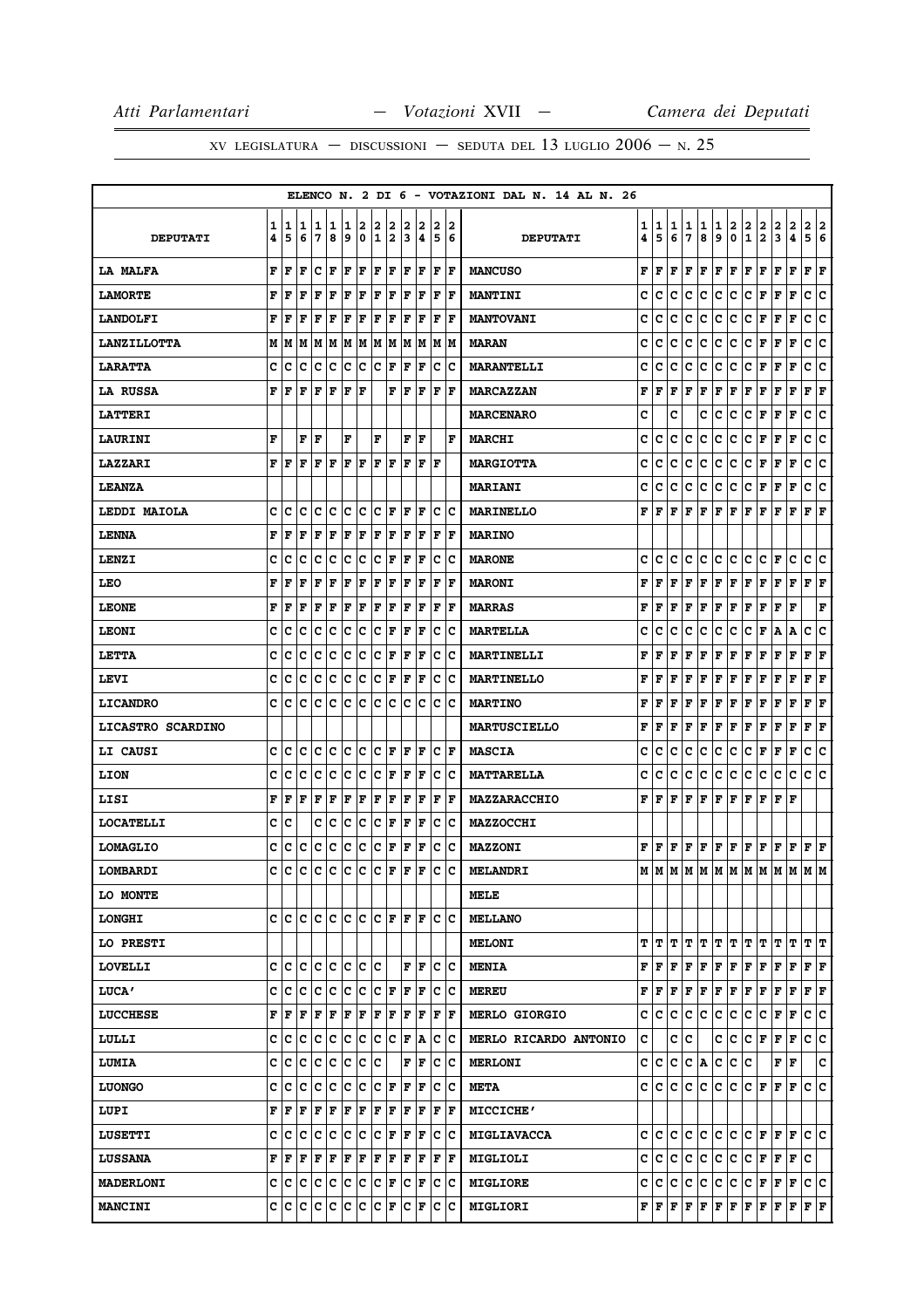ELENCO N. 2 DI 6 - VOTAZIONI DAL N. 14 AL N. 26

| DEPUTATI | 14 | 15 | 16 | 17 | 18 | 19 | 20 | 21 | 22 | 23 | 24 | 25 | 26 | DEPUTATI | 14 | 15 | 16 | 17 | 18 | 19 | 20 | 21 | 22 | 23 | 24 | 25 | 26 |
|---|---|---|---|---|---|---|---|---|---|---|---|---|---|---|---|---|---|---|---|---|---|---|---|---|---|---|---|
| LA MALFA | F | F | F | C | F | F | F | F | F | F | F | F | F | MANCUSO | F | F | F | F | F | F | F | F | F | F | F | F | F |
| LAMORTE | F | F | F | F | F | F | F | F | F | F | F | F | F | MANTINI | C | C | C | C | C | C | C | C | F | F | F | C | C |
| LANDOLFI | F | F | F | F | F | F | F | F | F | F | F | F | F | MANTOVANI | C | C | C | C | C | C | C | C | F | F | F | C | C |
| LANZILLOTTA | M | M | M | M | M | M | M | M | M | M | M | M | M | MARAN | C | C | C | C | C | C | C | C | F | F | F | C | C |
| LARATTA | C | C | C | C | C | C | C | C | F | F | F | C | C | MARANTELLI | C | C | C | C | C | C | C | C | F | F | F | C | C |
| LA RUSSA | F | F | F | F | F | F | F | | F | F | F | F | F | MARCAZZAN | F | F | F | F | F | F | F | F | F | F | F | F | F |
| LATTERI | | | | | | | | | | | | | | MARCENARO | C | | C | | C | C | C | C | F | F | F | C | C |
| LAURINI | F | | F | F | | F | | F | | F | F | | F | MARCHI | C | C | C | C | C | C | C | C | F | F | F | C | C |
| LAZZARI | F | F | F | F | F | F | F | F | F | F | F | | | MARGIOTTA | C | C | C | C | C | C | C | C | F | F | F | C | C |
| LEANZA | | | | | | | | | | | | | | MARIANI | C | C | C | C | C | C | C | C | F | F | F | C | C |
| LEDDI MAIOLA | C | C | C | C | C | C | C | C | F | F | F | C | C | MARINELLO | F | F | F | F | F | F | F | F | F | F | F | F | F |
| LENNA | F | F | F | F | F | F | F | F | F | F | F | F | F | MARINO | | | | | | | | | | | | | |
| LENZI | C | C | C | C | C | C | C | C | F | F | F | C | C | MARONE | C | C | C | C | C | C | C | C | C | F | C | C | C |
| LEO | F | F | F | F | F | F | F | F | F | F | F | F | F | MARONI | F | F | F | F | F | F | F | F | F | F | F | F | F |
| LEONE | F | F | F | F | F | F | F | F | F | F | F | F | F | MARRAS | F | F | F | F | F | F | F | F | F | F | F | | F |
| LEONI | C | C | C | C | C | C | C | C | F | F | F | C | C | MARTELLA | C | C | C | C | C | C | C | C | F | A | A | C | C |
| LETTA | C | C | C | C | C | C | C | C | F | F | F | C | C | MARTINELLI | F | F | F | F | F | F | F | F | F | F | F | F | F |
| LEVI | C | C | C | C | C | C | C | C | F | F | F | C | C | MARTINELLO | F | F | F | F | F | F | F | F | F | F | F | F | F |
| LICANDRO | C | C | C | C | C | C | C | C | C | C | C | C | C | MARTINO | F | F | F | F | F | F | F | F | F | F | F | F | F |
| LICASTRO SCARDINO | | | | | | | | | | | | | | MARTUSCIELLO | F | F | F | F | F | F | F | F | F | F | F | F | F |
| LI CAUSI | C | C | C | C | C | C | C | C | F | F | F | C | F | MASCIA | C | C | C | C | C | C | C | C | F | F | F | C | C |
| LION | C | C | C | C | C | C | C | C | F | F | F | C | C | MATTARELLA | C | C | C | C | C | C | C | C | C | C | C | C | C |
| LISI | F | F | F | F | F | F | F | F | F | F | F | F | F | MAZZARACCHIO | F | F | F | F | F | F | F | F | F | F | F | | |
| LOCATELLI | C | C | | C | C | C | C | C | F | F | F | C | C | MAZZOCCHI | | | | | | | | | | | | | |
| LOMAGLIO | C | C | C | C | C | C | C | C | F | F | F | C | C | MAZZONI | F | F | F | F | F | F | F | F | F | F | F | F | F |
| LOMBARDI | C | C | C | C | C | C | C | C | F | F | F | C | C | MELANDRI | M | M | M | M | M | M | M | M | M | M | M | M | M |
| LO MONTE | | | | | | | | | | | | | | MELE | | | | | | | | | | | | | |
| LONGHI | C | C | C | C | C | C | C | C | F | F | F | C | C | MELLANO | | | | | | | | | | | | | |
| LO PRESTI | | | | | | | | | | | | | | MELONI | T | T | T | T | T | T | T | T | T | T | T | T | T |
| LOVELLI | C | C | C | C | C | C | C | C | | F | F | C | C | MENIA | F | F | F | F | F | F | F | F | F | F | F | F | F |
| LUCA' | C | C | C | C | C | C | C | C | F | F | F | C | C | MEREU | F | F | F | F | F | F | F | F | F | F | F | F | F |
| LUCCHESE | F | F | F | F | F | F | F | F | F | F | F | F | F | MERLO GIORGIO | C | C | C | C | C | C | C | C | C | F | F | C | C |
| LULLI | C | C | C | C | C | C | C | C | C | F | A | C | C | MERLO RICARDO ANTONIO | C | | C | C | | C | C | C | F | F | F | C | C |
| LUMIA | C | C | C | C | C | C | C | C | | F | F | C | C | MERLONI | C | C | C | C | A | C | C | C | | F | F | | C |
| LUONGO | C | C | C | C | C | C | C | C | F | F | F | C | C | META | C | C | C | C | C | C | C | C | F | F | F | C | C |
| LUPI | F | F | F | F | F | F | F | F | F | F | F | F | F | MICCICHE' | | | | | | | | | | | | | |
| LUSETTI | C | C | C | C | C | C | C | C | F | F | F | C | C | MIGLIAVACCA | C | C | C | C | C | C | C | C | F | F | F | C | C |
| LUSSANA | F | F | F | F | F | F | F | F | F | F | F | F | F | MIGLIOLI | C | C | C | C | C | C | C | C | F | F | F | C | |
| MADERLONI | C | C | C | C | C | C | C | C | F | C | F | C | C | MIGLIORE | C | C | C | C | C | C | C | C | F | F | F | C | C |
| MANCINI | C | C | C | C | C | C | C | C | F | C | F | C | C | MIGLIORI | F | F | F | F | F | F | F | F | F | F | F | F | F |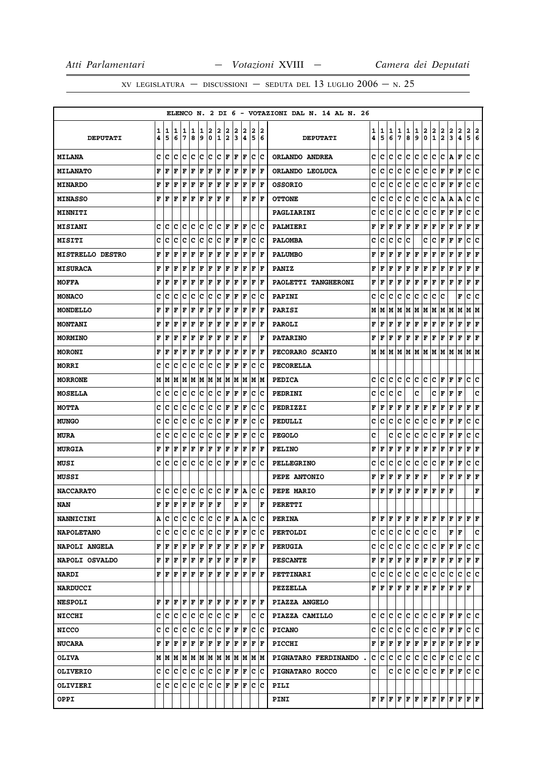ELENCO N. 2 DI 6 - VOTAZIONI DAL N. 14 AL N. 26

| DEPUTATI | 14 | 15 | 16 | 17 | 18 | 19 | 20 | 21 | 22 | 23 | 24 | 25 | 26 | DEPUTATI | 14 | 15 | 16 | 17 | 18 | 19 | 20 | 21 | 22 | 23 | 24 | 25 | 26 |
|---|---|---|---|---|---|---|---|---|---|---|---|---|---|---|---|---|---|---|---|---|---|---|---|---|---|---|---|
| MILANA | C | C | C | C | C | C | C | C | F | F | F | C | C | ORLANDO ANDREA | C | C | C | C | C | C | C | C | C | A | F | C | C |
| MILANATO | F | F | F | F | F | F | F | F | F | F | F | F | F | ORLANDO LEOLUCA | C | C | C | C | C | C | C | C | F | F | F | C | C |
| MINARDO | F | F | F | F | F | F | F | F | F | F | F | F | F | OSSORIO | C | C | C | C | C | C | C | C | F | F | F | C | C |
| MINASSO | F | F | F | F | F | F | F | F | F |  | F | F | F | OTTONE | C | C | C | C | C | C | C | C | A | A | A | C | C |
| MINNITI |  |  |  |  |  |  |  |  |  |  |  |  |  | PAGLIARINI | C | C | C | C | C | C | C | C | F | F | F | C | C |
| MISIANI | C | C | C | C | C | C | C | C | F | F | F | C | C | PALMIERI | F | F | F | F | F | F | F | F | F | F | F | F | F |
| MISITI | C | C | C | C | C | C | C | C | F | F | F | C | C | PALOMBA | C | C | C | C | C |  | C | C | F | F | F | C | C |
| MISTRELLO DESTRO | F | F | F | F | F | F | F | F | F | F | F | F | F | PALUMBO | F | F | F | F | F | F | F | F | F | F | F | F | F |
| MISURACA | F | F | F | F | F | F | F | F | F | F | F | F | F | PANIZ | F | F | F | F | F | F | F | F | F | F | F | F | F |
| MOFFA | F | F | F | F | F | F | F | F | F | F | F | F | F | PAOLETTI TANGHERONI | F | F | F | F | F | F | F | F | F | F | F | F | F |
| MONACO | C | C | C | C | C | C | C | C | F | F | F | C | C | PAPINI | C | C | C | C | C | C | C | C | C |  | F | C | C |
| MONDELLO | F | F | F | F | F | F | F | F | F | F | F | F | F | PARISI | M | M | M | M | M | M | M | M | M | M | M | M | M |
| MONTANI | F | F | F | F | F | F | F | F | F | F | F | F | F | PAROLI | F | F | F | F | F | F | F | F | F | F | F | F | F |
| MORMINO | F | F | F | F | F | F | F | F | F | F |  |  | F | PATARINO | F | F | F | F | F | F | F | F | F | F | F | F | F |
| MORONI | F | F | F | F | F | F | F | F | F | F | F | F | F | PECORARO SCANIO | M | M | M | M | M | M | M | M | M | M | M | M | M |
| MORRI | C | C | C | C | C | C | C | C | F | F | F | C | C | PECORELLA |  |  |  |  |  |  |  |  |  |  |  |  |  |
| MORRONE | M | M | M | M | M | M | M | M | M | M | M | M | M | PEDICA | C | C | C | C | C | C | C | C | F | F | F | C | C |
| MOSELLA | C | C | C | C | C | C | C | C | F | F | F | C | C | PEDRINI | C | C | C | C |  | C |  | C | F | F | F |  | C |
| MOTTA | C | C | C | C | C | C | C | C | F | F | F | C | C | PEDRIZZI | F | F | F | F | F | F | F | F | F | F | F | F | F |
| MUNGO | C | C | C | C | C | C | C | C | F | F | F | C | C | PEDULLI | C | C | C | C | C | C | C | C | F | F | F | C | C |
| MURA | C | C | C | C | C | C | C | C | F | F | F | C | C | PEGOLO | C |  | C | C | C | C | C | C | F | F | F | C | C |
| MURGIA | F | F | F | F | F | F | F | F | F | F | F | F | F | PELINO | F | F | F | F | F | F | F | F | F | F | F | F | F |
| MUSI | C | C | C | C | C | C | C | C | F | F | F | C | C | PELLEGRINO | C | C | C | C | C | C | C | C | F | F | F | C | C |
| MUSSI |  |  |  |  |  |  |  |  |  |  |  |  |  | PEPE ANTONIO | F | F | F | F | F | F | F |  | F | F | F | F | F |
| NACCARATO | C | C | C | C | C | C | C | C | F | F | A | C | C | PEPE MARIO | F | F | F | F | F | F | F | F | F | F |  |  | F |
| NAN | F | F | F | F | F | F | F | F |  | F | F |  | F | PERETTI |  |  |  |  |  |  |  |  |  |  |  |  |  |
| NANNICINI | A | C | C | C | C | C | C | C | F | A | A | C | C | PERINA | F | F | F | F | F | F | F | F | F | F | F | F | F |
| NAPOLETANO | C | C | C | C | C | C | C | C | F | F | F | C | C | PERTOLDI | C | C | C | C | C | C | C | C |  | F | F |  | C |
| NAPOLI ANGELA | F | F | F | F | F | F | F | F | F | F | F | F | F | PERUGIA | C | C | C | C | C | C | C | C | F | F | F | C | C |
| NAPOLI OSVALDO | F | F | F | F | F | F | F | F | F | F | F | F |  | PESCANTE | F | F | F | F | F | F | F | F | F | F | F | F | F |
| NARDI | F | F | F | F | F | F | F | F | F | F | F | F | F | PETTINARI | C | C | C | C | C | C | C | C | C | C | C | C | C |
| NARDUCCI |  |  |  |  |  |  |  |  |  |  |  |  |  | PEZZELLA | F | F | F | F | F | F | F | F | F | F | F | F |  |
| NESPOLI | F | F | F | F | F | F | F | F | F | F | F | F | F | PIAZZA ANGELO |  |  |  |  |  |  |  |  |  |  |  |  |  |
| NICCHI | C | C | C | C | C | C | C | C | C | F |  | C | C | PIAZZA CAMILLO | C | C | C | C | C | C | C | C | F | F | F | C | C |
| NICCO | C | C | C | C | C | C | C | C | F | F | F | C | C | PICANO | C | C | C | C | C | C | C | C | F | F | F | C | C |
| NUCARA | F | F | F | F | F | F | F | F | F | F | F | F | F | PICCHI | F | F | F | F | F | F | F | F | F | F | F | F | F |
| OLIVA | M | M | M | M | M | M | M | M | M | M | M | M | M | PIGNATARO FERDINANDO . | C | C | C | C | C | C | C | C | F | C | C | C | C |
| OLIVERIO | C | C | C | C | C | C | C | C | F | F | F | C | C | PIGNATARO ROCCO | C |  | C | C | C | C | C | C | F | F | F | C | C |
| OLIVIERI | C | C | C | C | C | C | C | C | F | F | F | C | C | PILI |  |  |  |  |  |  |  |  |  |  |  |  |  |
| OPPI |  |  |  |  |  |  |  |  |  |  |  |  |  | PINI | F | F | F | F | F | F | F | F | F | F | F | F | F |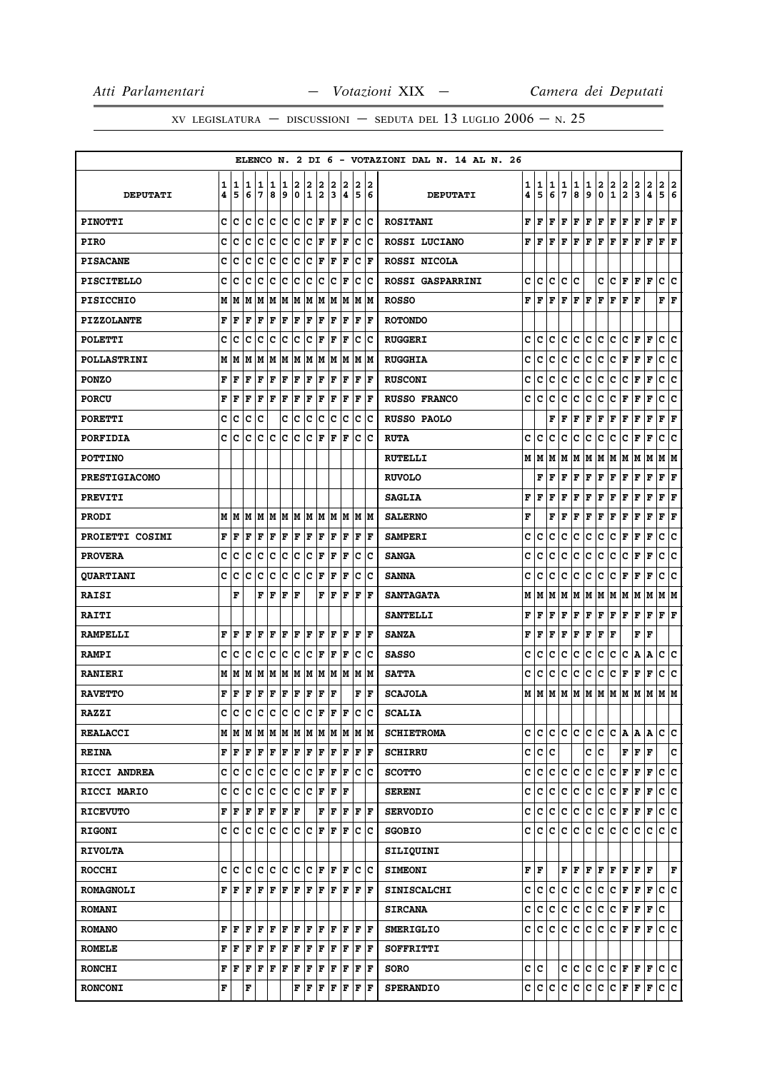XV LEGISLATURA — DISCUSSIONI — SEDUTA DEL 13 LUGLIO 2006 — N. 25

ELENCO N. 2 DI 6 - VOTAZIONI DAL N. 14 AL N. 26

| DEPUTATI | 14 | 15 | 16 | 17 | 18 | 19 | 20 | 21 | 22 | 23 | 24 | 25 | 26 | DEPUTATI | 14 | 15 | 16 | 17 | 18 | 19 | 20 | 21 | 22 | 23 | 24 | 25 | 26 |
|---|---|---|---|---|---|---|---|---|---|---|---|---|---|---|---|---|---|---|---|---|---|---|---|---|---|---|---|
| PINOTTI | C | C | C | C | C | C | C | C | F | F | F | C | C | ROSITANI | F | F | F | F | F | F | F | F | F | F | F | F | F |
| PIRO | C | C | C | C | C | C | C | C | F | F | F | C | C | ROSSI LUCIANO | F | F | F | F | F | F | F | F | F | F | F | F | F |
| PISACANE | C | C | C | C | C | C | C | C | F | F | F | C | F | ROSSI NICOLA | | | | | | | | | | | | | |
| PISCITELLO | C | C | C | C | C | C | C | C | C | C | F | C | C | ROSSI GASPARRINI | C | C | C | C | C | | C | C | F | F | F | C | C |
| PISICCHIO | M | M | M | M | M | M | M | M | M | M | M | M | M | ROSSO | F | F | F | F | F | F | F | F | F | F | | F | F |
| PIZZOLANTE | F | F | F | F | F | F | F | F | F | F | F | F | F | ROTONDO | | | | | | | | | | | | | |
| POLETTI | C | C | C | C | C | C | C | C | F | F | F | C | C | RUGGERI | C | C | C | C | C | C | C | C | C | F | F | C | C |
| POLLASTRINI | M | M | M | M | M | M | M | M | M | M | M | M | M | RUGGHIA | C | C | C | C | C | C | C | C | F | F | F | C | C |
| PONZO | F | F | F | F | F | F | F | F | F | F | F | F | F | RUSCONI | C | C | C | C | C | C | C | C | C | F | F | C | C |
| PORCU | F | F | F | F | F | F | F | F | F | F | F | F | F | RUSSO FRANCO | C | C | C | C | C | C | C | C | F | F | F | C | C |
| PORETTI | C | C | C | C | | C | C | C | C | C | C | C | C | RUSSO PAOLO | | | F | F | F | F | F | F | F | F | F | F | F |
| PORFIDIA | C | C | C | C | C | C | C | C | F | F | F | C | C | RUTA | C | C | C | C | C | C | C | C | C | F | F | C | C |
| POTTINO | | | | | | | | | | | | | | RUTELLI | M | M | M | M | M | M | M | M | M | M | M | M | M |
| PRESTIGIACOMO | | | | | | | | | | | | | | RUVOLO | | F | F | F | F | F | F | F | F | F | F | F | F |
| PREVITI | | | | | | | | | | | | | | SAGLIA | F | F | F | F | F | F | F | F | F | F | F | F | F |
| PRODI | M | M | M | M | M | M | M | M | M | M | M | M | M | SALERNO | F | | F | F | F | F | F | F | F | F | F | F | F |
| PROIETTI COSIMI | F | F | F | F | F | F | F | F | F | F | F | F | F | SAMPERI | C | C | C | C | C | C | C | C | F | F | F | C | C |
| PROVERA | C | C | C | C | C | C | C | C | F | F | F | C | C | SANGA | C | C | C | C | C | C | C | C | C | F | F | C | C |
| QUARTIANI | C | C | C | C | C | C | C | C | F | F | F | C | C | SANNA | C | C | C | C | C | C | C | C | F | F | F | C | C |
| RAISI | | F | | F | F | F | F | | F | F | F | F | F | SANTAGATA | M | M | M | M | M | M | M | M | M | M | M | M | M |
| RAITI | | | | | | | | | | | | | | SANTELLI | F | F | F | F | F | F | F | F | F | F | F | F | F |
| RAMPELLI | F | F | F | F | F | F | F | F | F | F | F | F | F | SANZA | F | F | F | F | F | F | F | F | | F | F | | |
| RAMPI | C | C | C | C | C | C | C | C | F | F | F | C | C | SASSO | C | C | C | C | C | C | C | C | C | A | A | C | C |
| RANIERI | M | M | M | M | M | M | M | M | M | M | M | M | M | SATTA | C | C | C | C | C | C | C | C | F | F | F | C | C |
| RAVETTO | F | F | F | F | F | F | F | F | F | F | | F | F | SCAJOLA | M | M | M | M | M | M | M | M | M | M | M | M | M |
| RAZZI | C | C | C | C | C | C | C | C | F | F | F | C | C | SCALIA | | | | | | | | | | | | | |
| REALACCI | M | M | M | M | M | M | M | M | M | M | M | M | M | SCHIETROMA | C | C | C | C | C | C | C | C | A | A | A | C | C |
| REINA | F | F | F | F | F | F | F | F | F | F | F | F | F | SCHIRRU | C | C | C | | | C | C | | F | F | F | | C |
| RICCI ANDREA | C | C | C | C | C | C | C | C | F | F | F | C | C | SCOTTO | C | C | C | C | C | C | C | C | F | F | F | C | C |
| RICCI MARIO | C | C | C | C | C | C | C | C | F | F | F | | | SERENI | C | C | C | C | C | C | C | C | F | F | F | C | C |
| RICEVUTO | F | F | F | F | F | F | F | | F | F | F | F | F | SERVODIO | C | C | C | C | C | C | C | C | F | F | F | C | C |
| RIGONI | C | C | C | C | C | C | C | C | F | F | F | C | C | SGOBIO | C | C | C | C | C | C | C | C | C | C | C | C | C |
| RIVOLTA | | | | | | | | | | | | | | SILIQUINI | | | | | | | | | | | | | |
| ROCCHI | C | C | C | C | C | C | C | C | F | F | F | C | C | SIMEONI | F | F | | F | F | F | F | F | F | F | F | | F |
| ROMAGNOLI | F | F | F | F | F | F | F | F | F | F | F | F | F | SINISCALCHI | C | C | C | C | C | C | C | C | F | F | F | C | C |
| ROMANI | | | | | | | | | | | | | | SIRCANA | C | C | C | C | C | C | C | C | F | F | F | C | |
| ROMANO | F | F | F | F | F | F | F | F | F | F | F | F | F | SMERIGLIO | C | C | C | C | C | C | C | C | F | F | F | C | C |
| ROMELE | F | F | F | F | F | F | F | F | F | F | F | F | F | SOFFRITTI | | | | | | | | | | | | | |
| RONCHI | F | F | F | F | F | F | F | F | F | F | F | F | F | SORO | C | C | | C | C | C | C | C | F | F | F | C | C |
| RONCONI | F | | F | | | | F | F | F | F | F | F | F | SPERANDIO | C | C | C | C | C | C | C | C | F | F | F | C | C |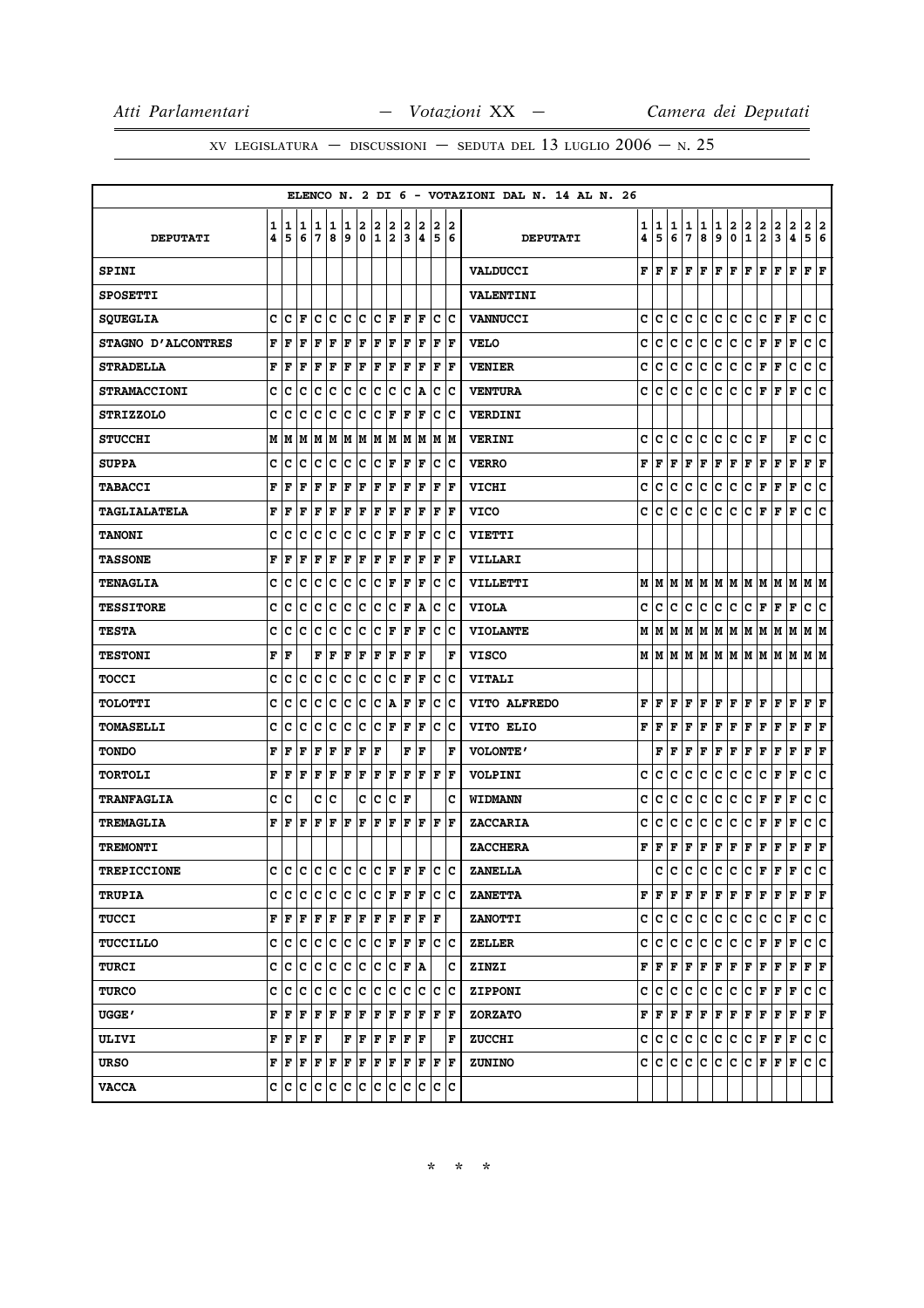XV LEGISLATURA — DISCUSSIONI — SEDUTA DEL 13 LUGLIO 2006 — N. 25

ELENCO N. 2 DI 6 - VOTAZIONI DAL N. 14 AL N. 26

| DEPUTATI | 14 | 15 | 16 | 17 | 18 | 19 | 20 | 21 | 22 | 23 | 24 | 25 | 26 | DEPUTATI | 14 | 15 | 16 | 17 | 18 | 19 | 20 | 21 | 22 | 23 | 24 | 25 | 26 |
|---|---|---|---|---|---|---|---|---|---|---|---|---|---|---|---|---|---|---|---|---|---|---|---|---|---|---|---|
| SPINI | | | | | | | | | | | | | | VALDUCCI | F | F | F | F | F | F | F | F | F | F | F | F | F |
| SPOSETTI | | | | | | | | | | | | | | VALENTINI | | | | | | | | | | | | | |
| SQUEGLIA | C | C | F | C | C | C | C | C | F | F | F | C | C | VANNUCCI | C | C | C | C | C | C | C | C | C | F | F | C | C |
| STAGNO D'ALCONTRES | F | F | F | F | F | F | F | F | F | F | F | F | F | VELO | C | C | C | C | C | C | C | C | F | F | F | C | C |
| STRADELLA | F | F | F | F | F | F | F | F | F | F | F | F | F | VENIER | C | C | C | C | C | C | C | C | F | F | C | C | C |
| STRAMACCIONI | C | C | C | C | C | C | C | C | C | C | A | C | C | VENTURA | C | C | C | C | C | C | C | C | F | F | F | C | C |
| STRIZZOLO | C | C | C | C | C | C | C | C | F | F | F | C | C | VERDINI | | | | | | | | | | | | | |
| STUCCHI | M | M | M | M | M | M | M | M | M | M | M | M | M | VERINI | C | C | C | C | C | C | C | C | F | | F | C | C |
| SUPPA | C | C | C | C | C | C | C | C | F | F | F | C | C | VERRO | F | F | F | F | F | F | F | F | F | F | F | F | F |
| TABACCI | F | F | F | F | F | F | F | F | F | F | F | F | F | VICHI | C | C | C | C | C | C | C | C | F | F | F | C | C |
| TAGLIALATELA | F | F | F | F | F | F | F | F | F | F | F | F | F | VICO | C | C | C | C | C | C | C | C | F | F | F | C | C |
| TANONI | C | C | C | C | C | C | C | C | F | F | F | C | C | VIETTI | | | | | | | | | | | | | |
| TASSONE | F | F | F | F | F | F | F | F | F | F | F | F | F | VILLARI | | | | | | | | | | | | | |
| TENAGLIA | C | C | C | C | C | C | C | C | F | F | F | C | C | VILLETTI | M | M | M | M | M | M | M | M | M | M | M | M | M |
| TESSITORE | C | C | C | C | C | C | C | C | C | F | A | C | C | VIOLA | C | C | C | C | C | C | C | C | F | F | F | C | C |
| TESTA | C | C | C | C | C | C | C | C | F | F | F | C | C | VIOLANTE | M | M | M | M | M | M | M | M | M | M | M | M | M |
| TESTONI | F | F | | F | F | F | F | F | F | F | F | | F | VISCO | M | M | M | M | M | M | M | M | M | M | M | M | M |
| TOCCI | C | C | C | C | C | C | C | C | C | F | F | C | C | VITALI | | | | | | | | | | | | | |
| TOLOTTI | C | C | C | C | C | C | C | C | A | F | F | C | C | VITO ALFREDO | F | F | F | F | F | F | F | F | F | F | F | F | F |
| TOMASELLI | C | C | C | C | C | C | C | C | F | F | F | C | C | VITO ELIO | F | F | F | F | F | F | F | F | F | F | F | F | F |
| TONDO | F | F | F | F | F | F | F | F | | F | F | | F | VOLONTE' | | F | F | F | F | F | F | F | F | F | F | F | F |
| TORTOLI | F | F | F | F | F | F | F | F | F | F | F | F | F | VOLPINI | C | C | C | C | C | C | C | C | C | F | F | C | C |
| TRANFAGLIA | C | C | | C | C | | C | C | C | F | | | C | WIDMANN | C | C | C | C | C | C | C | C | F | F | F | C | C |
| TREMAGLIA | F | F | F | F | F | F | F | F | F | F | F | F | F | ZACCARIA | C | C | C | C | C | C | C | C | F | F | F | C | C |
| TREMONTI | | | | | | | | | | | | | | ZACCHERA | F | F | F | F | F | F | F | F | F | F | F | F | F |
| TREPICCIONE | C | C | C | C | C | C | C | C | F | F | F | C | C | ZANELLA | | C | C | C | C | C | C | C | F | F | F | C | C |
| TRUPIA | C | C | C | C | C | C | C | C | F | F | F | C | C | ZANETTA | F | F | F | F | F | F | F | F | F | F | F | F | F |
| TUCCI | F | F | F | F | F | F | F | F | F | F | F | F | | ZANOTTI | C | C | C | C | C | C | C | C | C | C | F | C | C |
| TUCCILLO | C | C | C | C | C | C | C | C | F | F | F | C | C | ZELLER | C | C | C | C | C | C | C | C | F | F | F | C | C |
| TURCI | C | C | C | C | C | C | C | C | C | F | A | | C | ZINZI | F | F | F | F | F | F | F | F | F | F | F | F | F |
| TURCO | C | C | C | C | C | C | C | C | C | C | C | C | C | ZIPPONI | C | C | C | C | C | C | C | C | F | F | F | C | C |
| UGGE' | F | F | F | F | F | F | F | F | F | F | F | F | F | ZORZATO | F | F | F | F | F | F | F | F | F | F | F | F | F |
| ULIVI | F | F | F | F | | F | F | F | F | F | F | | F | ZUCCHI | C | C | C | C | C | C | C | C | F | F | F | C | C |
| URSO | F | F | F | F | F | F | F | F | F | F | F | F | F | ZUNINO | C | C | C | C | C | C | C | C | F | F | F | C | C |
| VACCA | C | C | C | C | C | C | C | C | C | C | C | C | C | | | | | | | | | | | | | | |

\* \* \*